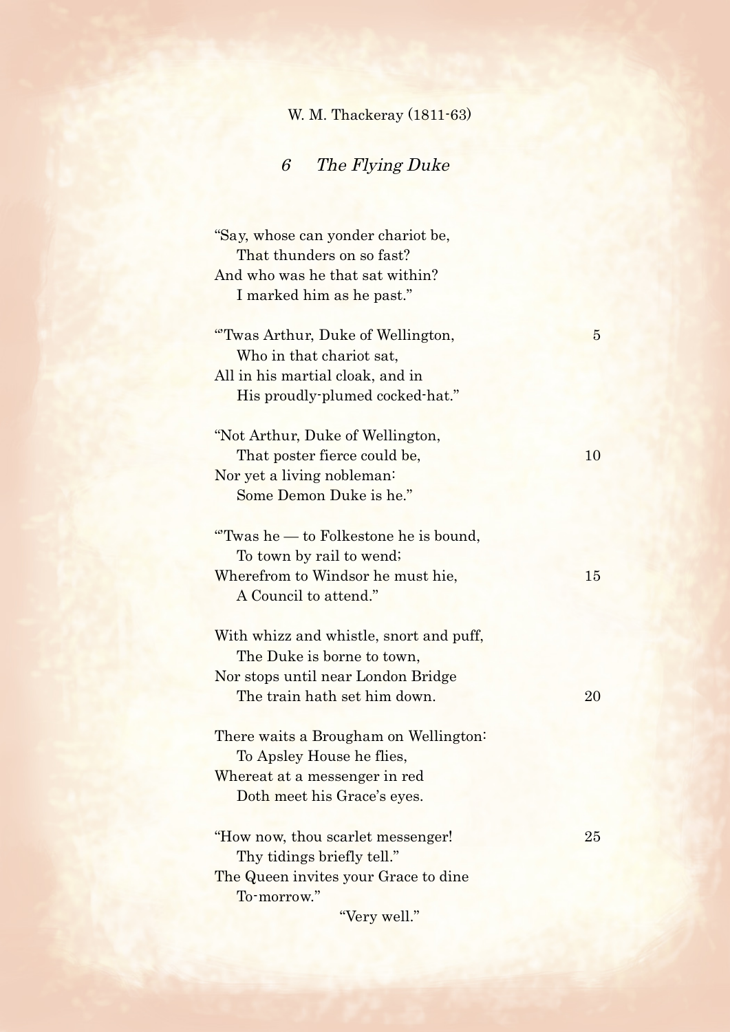W. M. Thackeray (1811-63)

## *6 The Flying Duke*

"Say, whose can yonder chariot be,  
  That thunders on so fast?  
And who was he that sat within?  
  I marked him as he past."

"'Twas Arthur, Duke of Wellington,  5  
  Who in that chariot sat,  
All in his martial cloak, and in  
  His proudly-plumed cocked-hat."

"Not Arthur, Duke of Wellington,  
  That poster fierce could be,  10  
Nor yet a living nobleman:  
  Some Demon Duke is he."

"'Twas he — to Folkestone he is bound,  
  To town by rail to wend;  
Wherefrom to Windsor he must hie,  15  
  A Council to attend."

With whizz and whistle, snort and puff,  
  The Duke is borne to town,  
Nor stops until near London Bridge  
  The train hath set him down.  20

There waits a Brougham on Wellington:  
  To Apsley House he flies,  
Whereat at a messenger in red  
  Doth meet his Grace's eyes.

"How now, thou scarlet messenger!  25  
  Thy tidings briefly tell."  
The Queen invites your Grace to dine  
  To-morrow."  
        "Very well."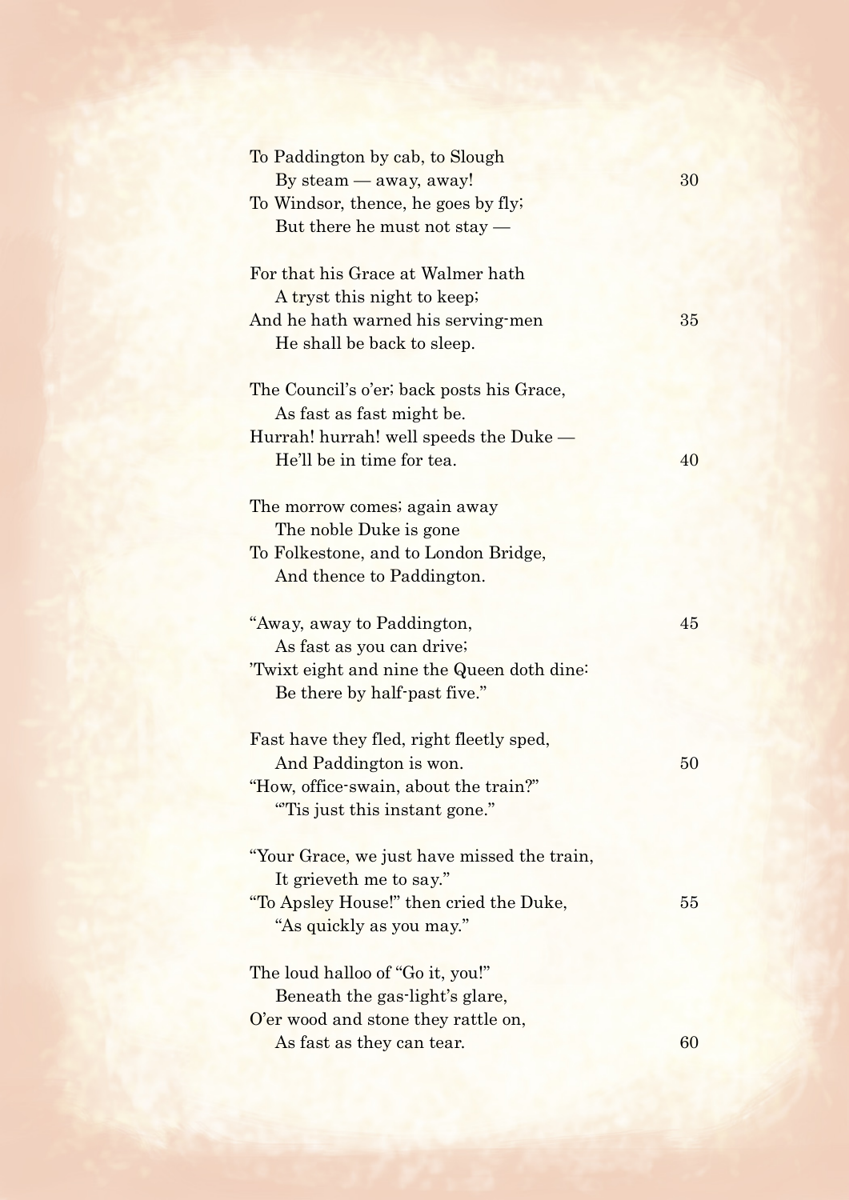To Paddington by cab, to Slough  
&nbsp;&nbsp;&nbsp;&nbsp;By steam — away, away! 30  
To Windsor, thence, he goes by fly;  
&nbsp;&nbsp;&nbsp;&nbsp;But there he must not stay —

For that his Grace at Walmer hath  
&nbsp;&nbsp;&nbsp;&nbsp;A tryst this night to keep;  
And he hath warned his serving-men 35  
&nbsp;&nbsp;&nbsp;&nbsp;He shall be back to sleep.

The Council's o'er; back posts his Grace,  
&nbsp;&nbsp;&nbsp;&nbsp;As fast as fast might be.  
Hurrah! hurrah! well speeds the Duke —  
&nbsp;&nbsp;&nbsp;&nbsp;He'll be in time for tea. 40

The morrow comes; again away  
&nbsp;&nbsp;&nbsp;&nbsp;The noble Duke is gone  
To Folkestone, and to London Bridge,  
&nbsp;&nbsp;&nbsp;&nbsp;And thence to Paddington.

"Away, away to Paddington, 45  
&nbsp;&nbsp;&nbsp;&nbsp;As fast as you can drive;  
'Twixt eight and nine the Queen doth dine:  
&nbsp;&nbsp;&nbsp;&nbsp;Be there by half-past five."

Fast have they fled, right fleetly sped,  
&nbsp;&nbsp;&nbsp;&nbsp;And Paddington is won. 50  
"How, office-swain, about the train?"  
&nbsp;&nbsp;&nbsp;&nbsp;"'Tis just this instant gone."

"Your Grace, we just have missed the train,  
&nbsp;&nbsp;&nbsp;&nbsp;It grieveth me to say."  
"To Apsley House!" then cried the Duke, 55  
&nbsp;&nbsp;&nbsp;&nbsp;"As quickly as you may."

The loud halloo of "Go it, you!"  
&nbsp;&nbsp;&nbsp;&nbsp;Beneath the gas-light's glare,  
O'er wood and stone they rattle on,  
&nbsp;&nbsp;&nbsp;&nbsp;As fast as they can tear. 60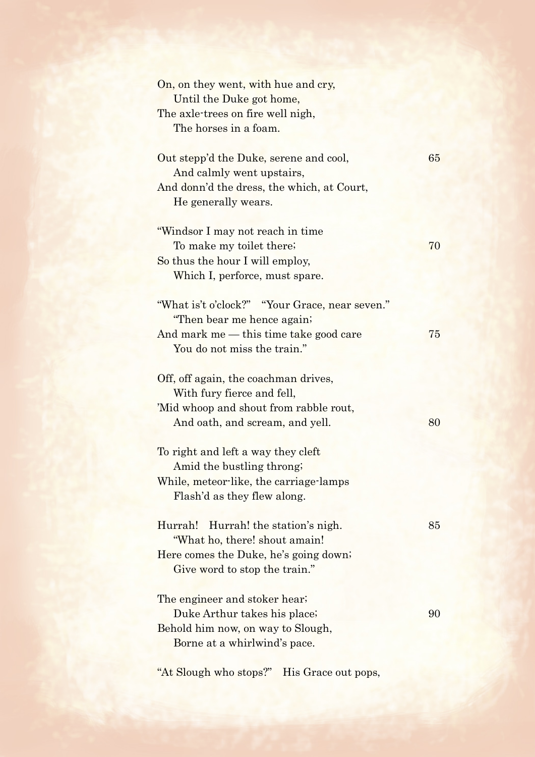On, on they went, with hue and cry,
&nbsp;&nbsp;&nbsp;&nbsp;Until the Duke got home,
The axle-trees on fire well nigh,
&nbsp;&nbsp;&nbsp;&nbsp;The horses in a foam.

Out stepp'd the Duke, serene and cool, 65
&nbsp;&nbsp;&nbsp;&nbsp;And calmly went upstairs,
And donn'd the dress, the which, at Court,
&nbsp;&nbsp;&nbsp;&nbsp;He generally wears.

"Windsor I may not reach in time
&nbsp;&nbsp;&nbsp;&nbsp;To make my toilet there; 70
So thus the hour I will employ,
&nbsp;&nbsp;&nbsp;&nbsp;Which I, perforce, must spare.

"What is't o'clock?" "Your Grace, near seven."
&nbsp;&nbsp;&nbsp;&nbsp;"Then bear me hence again;
And mark me — this time take good care 75
&nbsp;&nbsp;&nbsp;&nbsp;You do not miss the train."

Off, off again, the coachman drives,
&nbsp;&nbsp;&nbsp;&nbsp;With fury fierce and fell,
'Mid whoop and shout from rabble rout,
&nbsp;&nbsp;&nbsp;&nbsp;And oath, and scream, and yell. 80

To right and left a way they cleft
&nbsp;&nbsp;&nbsp;&nbsp;Amid the bustling throng;
While, meteor-like, the carriage-lamps
&nbsp;&nbsp;&nbsp;&nbsp;Flash'd as they flew along.

Hurrah! Hurrah! the station's nigh. 85
&nbsp;&nbsp;&nbsp;&nbsp;"What ho, there! shout amain!
Here comes the Duke, he's going down;
&nbsp;&nbsp;&nbsp;&nbsp;Give word to stop the train."

The engineer and stoker hear;
&nbsp;&nbsp;&nbsp;&nbsp;Duke Arthur takes his place; 90
Behold him now, on way to Slough,
&nbsp;&nbsp;&nbsp;&nbsp;Borne at a whirlwind's pace.

"At Slough who stops?" His Grace out pops,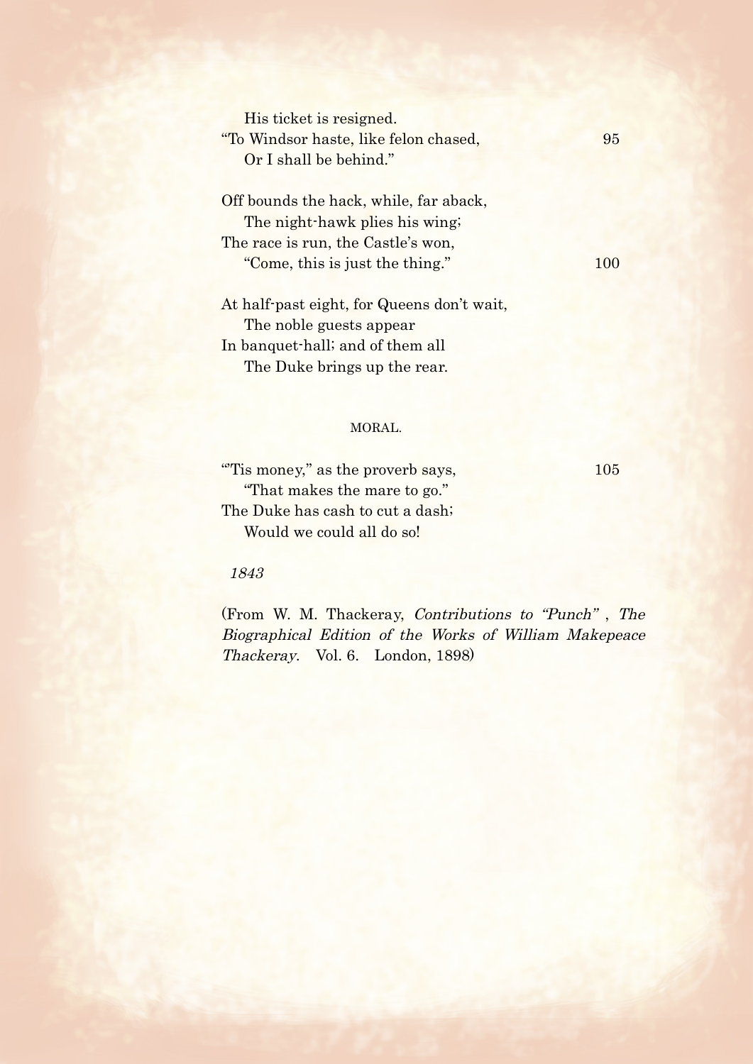His ticket is resigned.
"To Windsor haste, like felon chased, 95
Or I shall be behind."

Off bounds the hack, while, far aback,
The night-hawk plies his wing;
The race is run, the Castle's won,
"Come, this is just the thing." 100

At half-past eight, for Queens don't wait,
The noble guests appear
In banquet-hall; and of them all
The Duke brings up the rear.

MORAL.

"'Tis money," as the proverb says, 105
"That makes the mare to go."
The Duke has cash to cut a dash;
Would we could all do so!

*1843*

(From W. M. Thackeray, *Contributions to "Punch"* , *The Biographical Edition of the Works of William Makepeace Thackeray*. Vol. 6. London, 1898)